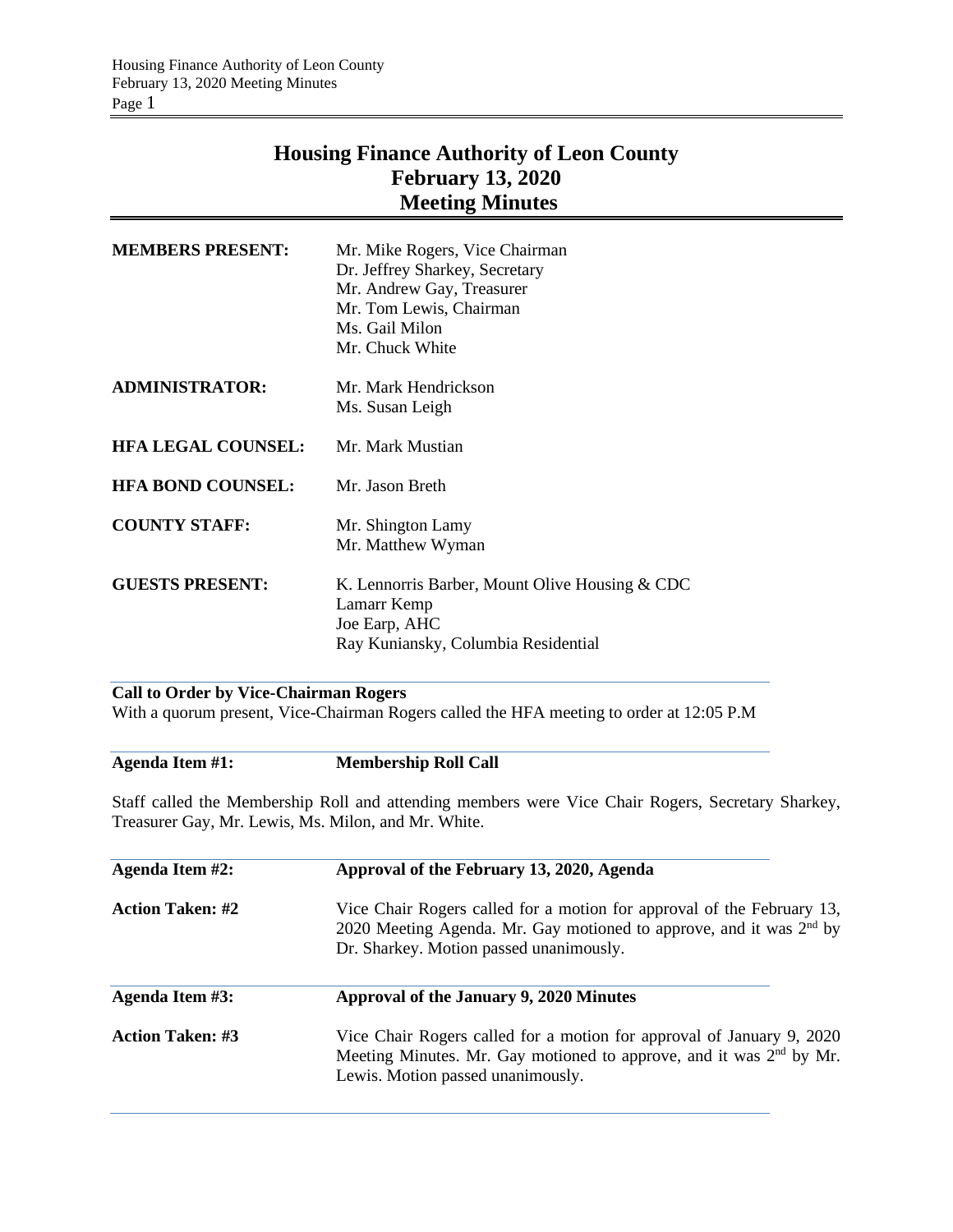# Housing Finance Authority of Leon County
## February 13, 2020
## Meeting Minutes

| | |
|---|---|
| **MEMBERS PRESENT:** | Mr. Mike Rogers, Vice Chairman<br>Dr. Jeffrey Sharkey, Secretary<br>Mr. Andrew Gay, Treasurer<br>Mr. Tom Lewis, Chairman<br>Ms. Gail Milon<br>Mr. Chuck White |
| **ADMINISTRATOR:** | Mr. Mark Hendrickson<br>Ms. Susan Leigh |
| **HFA LEGAL COUNSEL:** | Mr. Mark Mustian |
| **HFA BOND COUNSEL:** | Mr. Jason Breth |
| **COUNTY STAFF:** | Mr. Shington Lamy<br>Mr. Matthew Wyman |
| **GUESTS PRESENT:** | K. Lennorris Barber, Mount Olive Housing & CDC<br>Lamarr Kemp<br>Joe Earp, AHC<br>Ray Kuniansky, Columbia Residential |

**Call to Order by Vice-Chairman Rogers**

With a quorum present, Vice-Chairman Rogers called the HFA meeting to order at 12:05 P.M

**Agenda Item #1: Membership Roll Call**

Staff called the Membership Roll and attending members were Vice Chair Rogers, Secretary Sharkey, Treasurer Gay, Mr. Lewis, Ms. Milon, and Mr. White.

**Agenda Item #2: Approval of the February 13, 2020, Agenda**

**Action Taken: #2** Vice Chair Rogers called for a motion for approval of the February 13, 2020 Meeting Agenda. Mr. Gay motioned to approve, and it was 2nd by Dr. Sharkey. Motion passed unanimously.

**Agenda Item #3: Approval of the January 9, 2020 Minutes**

**Action Taken: #3** Vice Chair Rogers called for a motion for approval of January 9, 2020 Meeting Minutes. Mr. Gay motioned to approve, and it was 2nd by Mr. Lewis. Motion passed unanimously.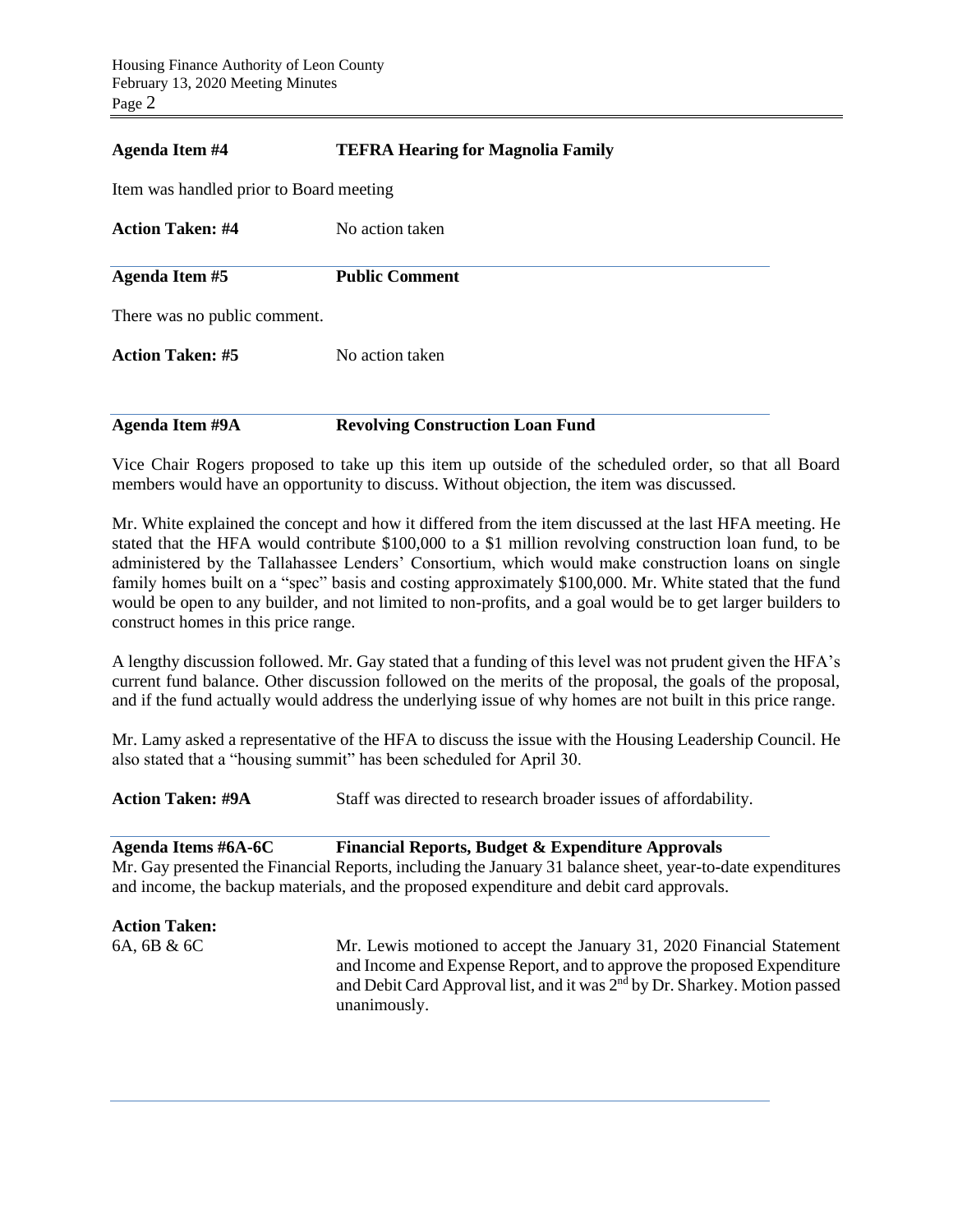**Agenda Item #4** **TEFRA Hearing for Magnolia Family**

Item was handled prior to Board meeting

**Action Taken: #4** No action taken

**Agenda Item #5** **Public Comment**

There was no public comment.

**Action Taken: #5** No action taken

**Agenda Item #9A** **Revolving Construction Loan Fund**

Vice Chair Rogers proposed to take up this item up outside of the scheduled order, so that all Board members would have an opportunity to discuss. Without objection, the item was discussed.

Mr. White explained the concept and how it differed from the item discussed at the last HFA meeting. He stated that the HFA would contribute $100,000 to a $1 million revolving construction loan fund, to be administered by the Tallahassee Lenders' Consortium, which would make construction loans on single family homes built on a "spec" basis and costing approximately $100,000. Mr. White stated that the fund would be open to any builder, and not limited to non-profits, and a goal would be to get larger builders to construct homes in this price range.

A lengthy discussion followed. Mr. Gay stated that a funding of this level was not prudent given the HFA's current fund balance. Other discussion followed on the merits of the proposal, the goals of the proposal, and if the fund actually would address the underlying issue of why homes are not built in this price range.

Mr. Lamy asked a representative of the HFA to discuss the issue with the Housing Leadership Council. He also stated that a "housing summit" has been scheduled for April 30.

**Action Taken: #9A** Staff was directed to research broader issues of affordability.

**Agenda Items #6A-6C** **Financial Reports, Budget & Expenditure Approvals**

Mr. Gay presented the Financial Reports, including the January 31 balance sheet, year-to-date expenditures and income, the backup materials, and the proposed expenditure and debit card approvals.

**Action Taken:**

6A, 6B & 6C Mr. Lewis motioned to accept the January 31, 2020 Financial Statement and Income and Expense Report, and to approve the proposed Expenditure and Debit Card Approval list, and it was 2nd by Dr. Sharkey. Motion passed unanimously.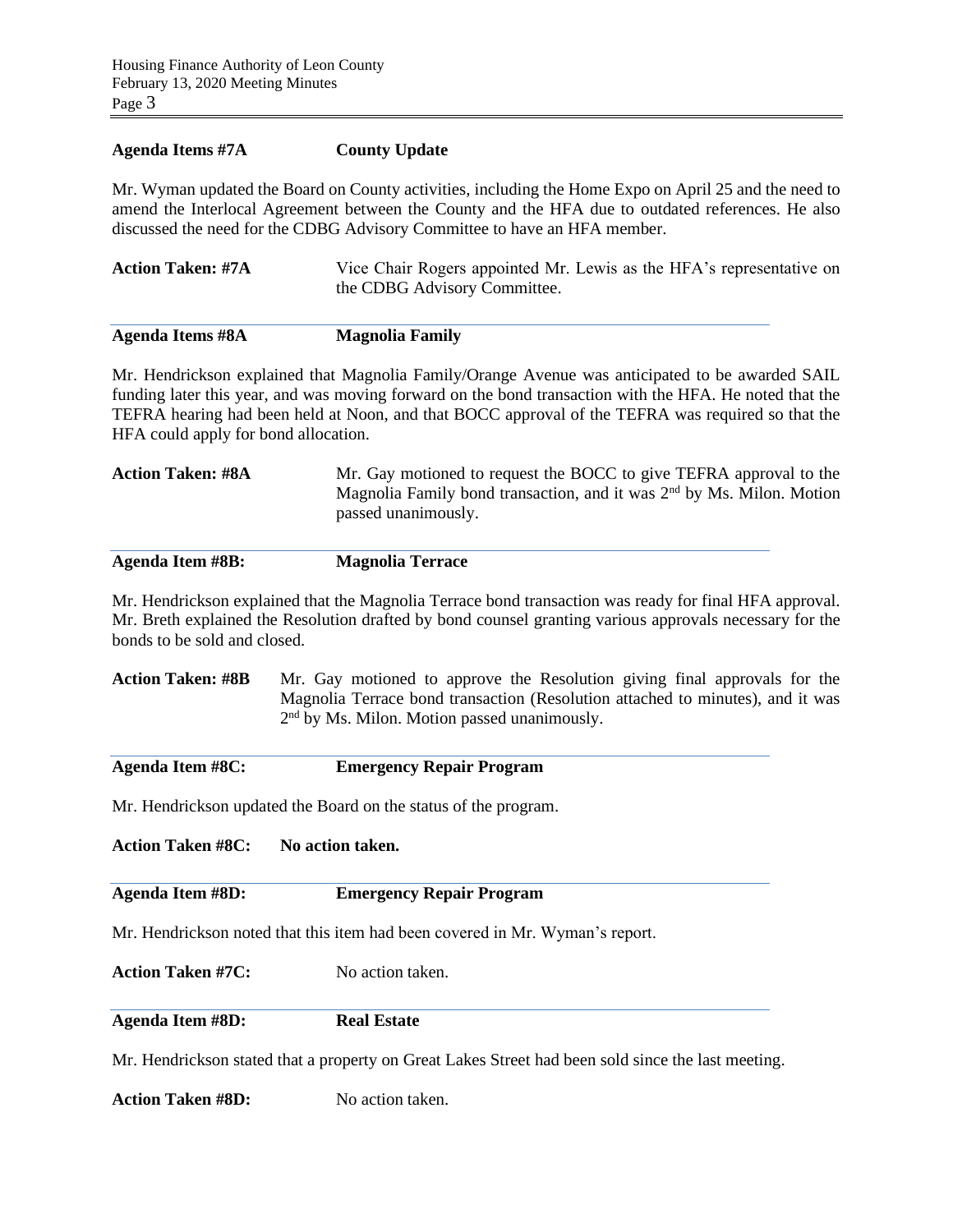**Agenda Items #7A** **County Update**

Mr. Wyman updated the Board on County activities, including the Home Expo on April 25 and the need to amend the Interlocal Agreement between the County and the HFA due to outdated references. He also discussed the need for the CDBG Advisory Committee to have an HFA member.

**Action Taken: #7A** Vice Chair Rogers appointed Mr. Lewis as the HFA's representative on the CDBG Advisory Committee.

**Agenda Items #8A** **Magnolia Family**

Mr. Hendrickson explained that Magnolia Family/Orange Avenue was anticipated to be awarded SAIL funding later this year, and was moving forward on the bond transaction with the HFA. He noted that the TEFRA hearing had been held at Noon, and that BOCC approval of the TEFRA was required so that the HFA could apply for bond allocation.

**Action Taken: #8A** Mr. Gay motioned to request the BOCC to give TEFRA approval to the Magnolia Family bond transaction, and it was 2nd by Ms. Milon. Motion passed unanimously.

**Agenda Item #8B:** **Magnolia Terrace**

Mr. Hendrickson explained that the Magnolia Terrace bond transaction was ready for final HFA approval. Mr. Breth explained the Resolution drafted by bond counsel granting various approvals necessary for the bonds to be sold and closed.

**Action Taken: #8B** Mr. Gay motioned to approve the Resolution giving final approvals for the Magnolia Terrace bond transaction (Resolution attached to minutes), and it was 2nd by Ms. Milon. Motion passed unanimously.

**Agenda Item #8C:** **Emergency Repair Program**

Mr. Hendrickson updated the Board on the status of the program.

**Action Taken #8C:** **No action taken.**

**Agenda Item #8D:** **Emergency Repair Program**

Mr. Hendrickson noted that this item had been covered in Mr. Wyman's report.

**Action Taken #7C:** No action taken.

**Agenda Item #8D:** **Real Estate**

Mr. Hendrickson stated that a property on Great Lakes Street had been sold since the last meeting.

**Action Taken #8D:** No action taken.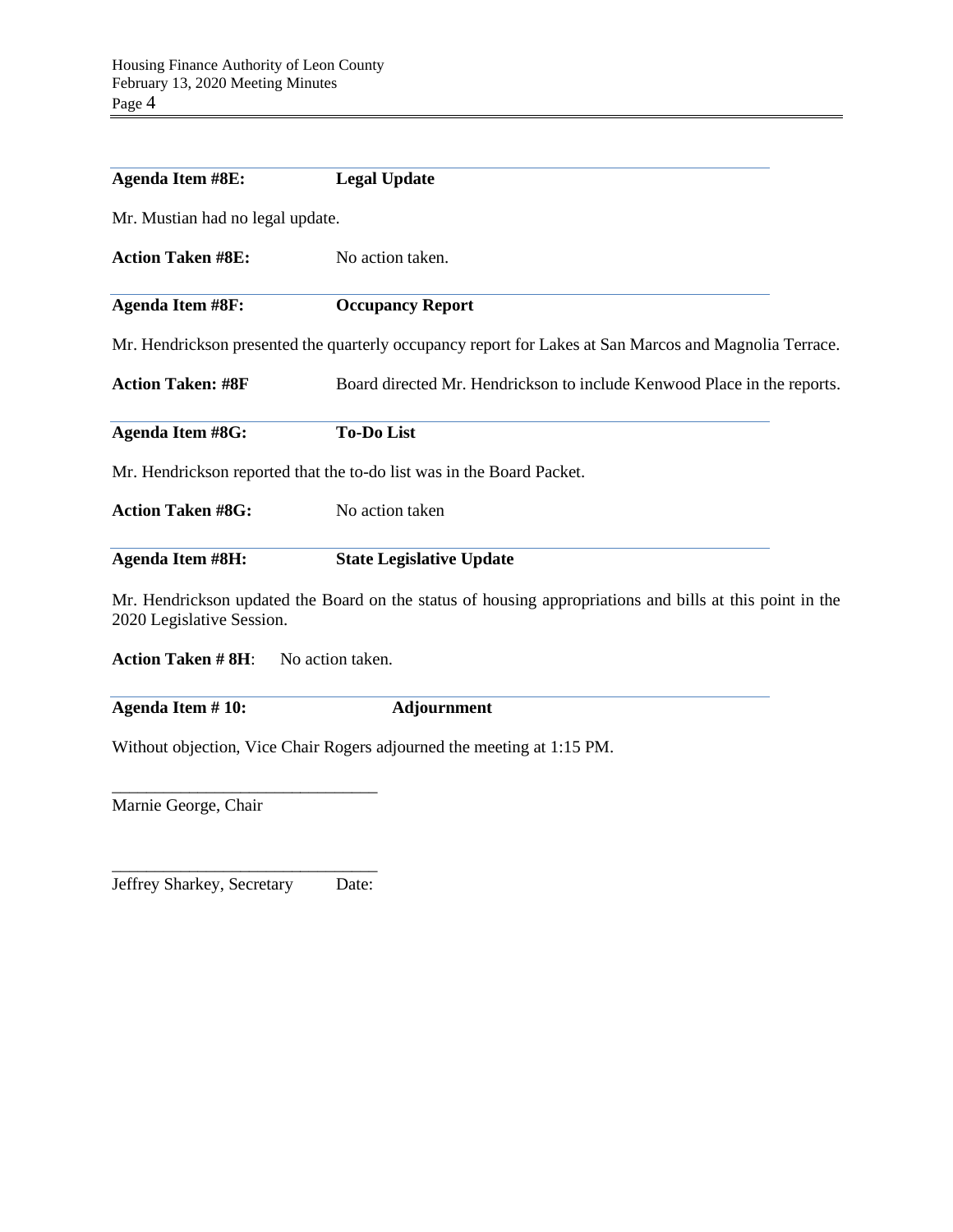**Agenda Item #8E:** **Legal Update**

Mr. Mustian had no legal update.

**Action Taken #8E:** No action taken.

**Agenda Item #8F:** **Occupancy Report**

Mr. Hendrickson presented the quarterly occupancy report for Lakes at San Marcos and Magnolia Terrace.

**Action Taken: #8F** Board directed Mr. Hendrickson to include Kenwood Place in the reports.

**Agenda Item #8G:** **To-Do List**

Mr. Hendrickson reported that the to-do list was in the Board Packet.

**Action Taken #8G:** No action taken

**Agenda Item #8H:** **State Legislative Update**

Mr. Hendrickson updated the Board on the status of housing appropriations and bills at this point in the 2020 Legislative Session.

**Action Taken # 8H**: No action taken.

**Agenda Item # 10:** **Adjournment**

Without objection, Vice Chair Rogers adjourned the meeting at 1:15 PM.

_______________________________
Marnie George, Chair

_______________________________
Jeffrey Sharkey, Secretary Date: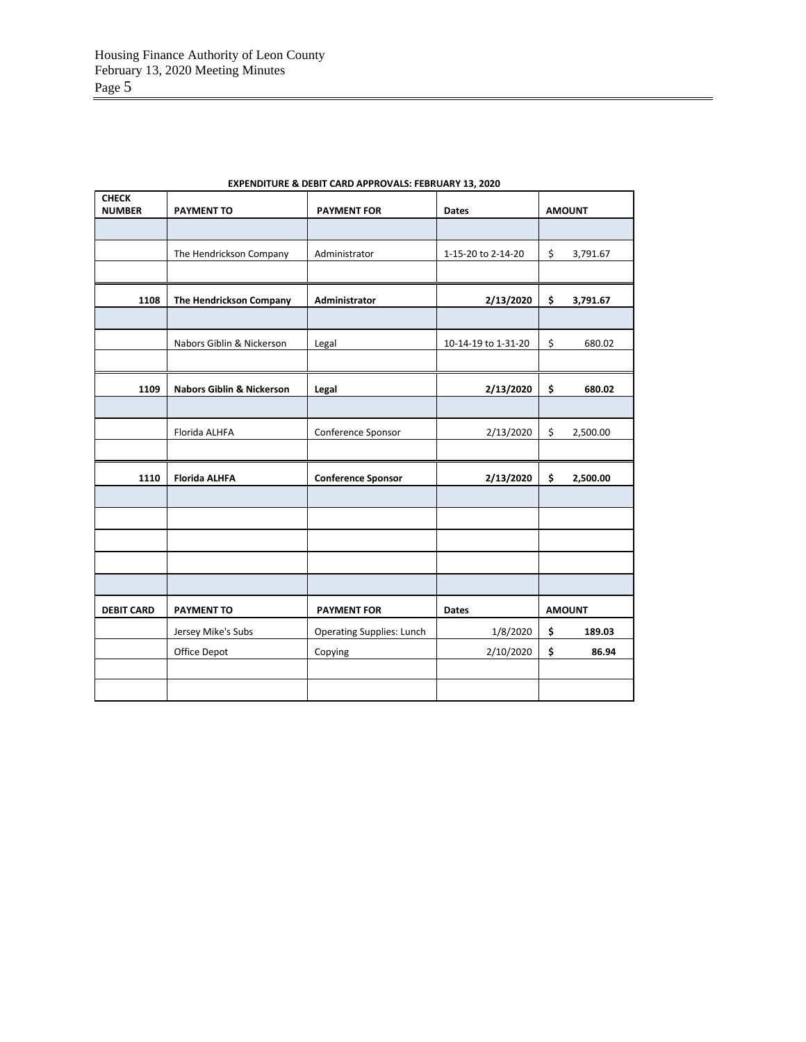**EXPENDITURE & DEBIT CARD APPROVALS: FEBRUARY 13, 2020**

| CHECK NUMBER | PAYMENT TO | PAYMENT FOR | Dates | AMOUNT |
|---|---|---|---|---|
| | | | | |
| | The Hendrickson Company | Administrator | 1-15-20 to 2-14-20 | $ 3,791.67 |
| | | | | |
| **1108** | **The Hendrickson Company** | **Administrator** | **2/13/2020** | **$ 3,791.67** |
| | | | | |
| | Nabors Giblin & Nickerson | Legal | 10-14-19 to 1-31-20 | $ 680.02 |
| | | | | |
| **1109** | **Nabors Giblin & Nickerson** | **Legal** | **2/13/2020** | **$ 680.02** |
| | | | | |
| | Florida ALHFA | Conference Sponsor | 2/13/2020 | $ 2,500.00 |
| | | | | |
| **1110** | **Florida ALHFA** | **Conference Sponsor** | **2/13/2020** | **$ 2,500.00** |
| | | | | |
| | | | | |
| | | | | |
| | | | | |
| | | | | |
| **DEBIT CARD** | **PAYMENT TO** | **PAYMENT FOR** | **Dates** | **AMOUNT** |
| | Jersey Mike's Subs | Operating Supplies: Lunch | 1/8/2020 | **$ 189.03** |
| | Office Depot | Copying | 2/10/2020 | **$ 86.94** |
| | | | | |
| | | | | |